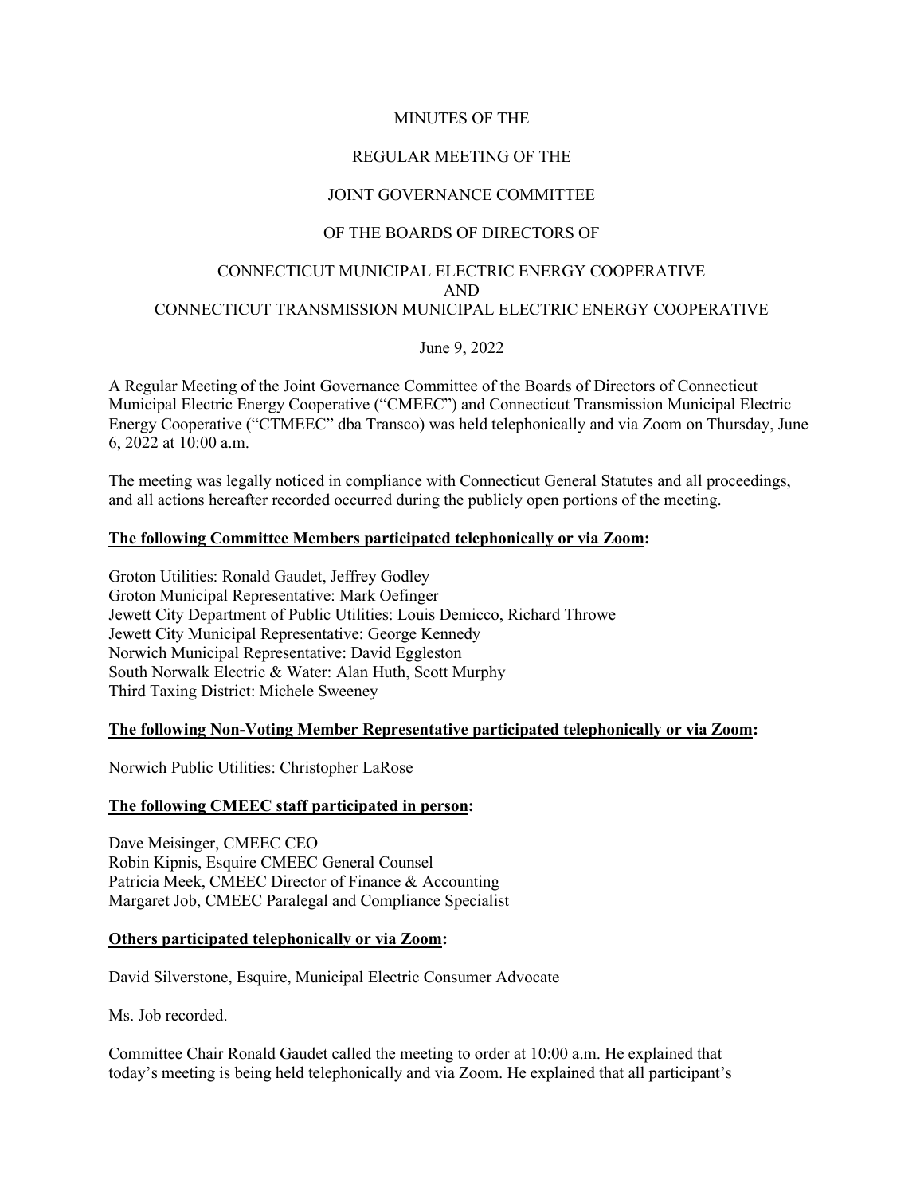MINUTES OF THE

REGULAR MEETING OF THE

JOINT GOVERNANCE COMMITTEE

OF THE BOARDS OF DIRECTORS OF

CONNECTICUT MUNICIPAL ELECTRIC ENERGY COOPERATIVE
AND
CONNECTICUT TRANSMISSION MUNICIPAL ELECTRIC ENERGY COOPERATIVE

June 9, 2022

A Regular Meeting of the Joint Governance Committee of the Boards of Directors of Connecticut Municipal Electric Energy Cooperative ("CMEEC") and Connecticut Transmission Municipal Electric Energy Cooperative ("CTMEEC" dba Transco) was held telephonically and via Zoom on Thursday, June 6, 2022 at 10:00 a.m.

The meeting was legally noticed in compliance with Connecticut General Statutes and all proceedings, and all actions hereafter recorded occurred during the publicly open portions of the meeting.

**<u>The following Committee Members participated telephonically or via Zoom</u>:**

Groton Utilities: Ronald Gaudet, Jeffrey Godley
Groton Municipal Representative: Mark Oefinger
Jewett City Department of Public Utilities: Louis Demicco, Richard Throwe
Jewett City Municipal Representative: George Kennedy
Norwich Municipal Representative: David Eggleston
South Norwalk Electric & Water: Alan Huth, Scott Murphy
Third Taxing District: Michele Sweeney

**<u>The following Non-Voting Member Representative participated telephonically or via Zoom</u>:**

Norwich Public Utilities: Christopher LaRose

**<u>The following CMEEC staff participated in person</u>:**

Dave Meisinger, CMEEC CEO
Robin Kipnis, Esquire CMEEC General Counsel
Patricia Meek, CMEEC Director of Finance & Accounting
Margaret Job, CMEEC Paralegal and Compliance Specialist

**<u>Others participated telephonically or via Zoom</u>:**

David Silverstone, Esquire, Municipal Electric Consumer Advocate

Ms. Job recorded.

Committee Chair Ronald Gaudet called the meeting to order at 10:00 a.m. He explained that today's meeting is being held telephonically and via Zoom. He explained that all participant's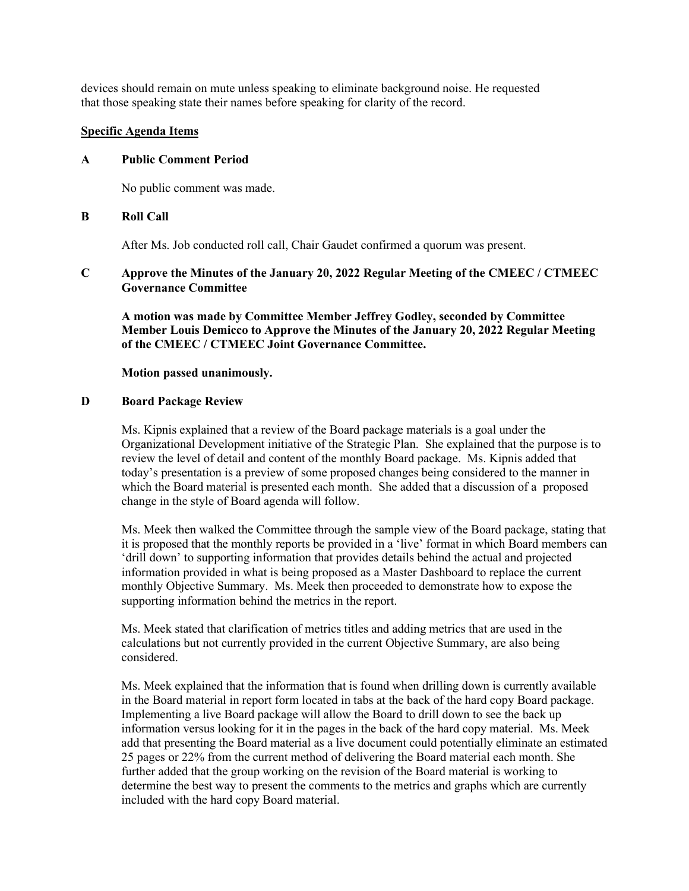devices should remain on mute unless speaking to eliminate background noise. He requested that those speaking state their names before speaking for clarity of the record.

**Specific Agenda Items**

**A Public Comment Period**

No public comment was made.

**B Roll Call**

After Ms. Job conducted roll call, Chair Gaudet confirmed a quorum was present.

**C Approve the Minutes of the January 20, 2022 Regular Meeting of the CMEEC / CTMEEC Governance Committee**

**A motion was made by Committee Member Jeffrey Godley, seconded by Committee Member Louis Demicco to Approve the Minutes of the January 20, 2022 Regular Meeting of the CMEEC / CTMEEC Joint Governance Committee.**

**Motion passed unanimously.**

**D Board Package Review**

Ms. Kipnis explained that a review of the Board package materials is a goal under the Organizational Development initiative of the Strategic Plan. She explained that the purpose is to review the level of detail and content of the monthly Board package. Ms. Kipnis added that today's presentation is a preview of some proposed changes being considered to the manner in which the Board material is presented each month. She added that a discussion of a proposed change in the style of Board agenda will follow.

Ms. Meek then walked the Committee through the sample view of the Board package, stating that it is proposed that the monthly reports be provided in a 'live' format in which Board members can 'drill down' to supporting information that provides details behind the actual and projected information provided in what is being proposed as a Master Dashboard to replace the current monthly Objective Summary. Ms. Meek then proceeded to demonstrate how to expose the supporting information behind the metrics in the report.

Ms. Meek stated that clarification of metrics titles and adding metrics that are used in the calculations but not currently provided in the current Objective Summary, are also being considered.

Ms. Meek explained that the information that is found when drilling down is currently available in the Board material in report form located in tabs at the back of the hard copy Board package. Implementing a live Board package will allow the Board to drill down to see the back up information versus looking for it in the pages in the back of the hard copy material. Ms. Meek add that presenting the Board material as a live document could potentially eliminate an estimated 25 pages or 22% from the current method of delivering the Board material each month. She further added that the group working on the revision of the Board material is working to determine the best way to present the comments to the metrics and graphs which are currently included with the hard copy Board material.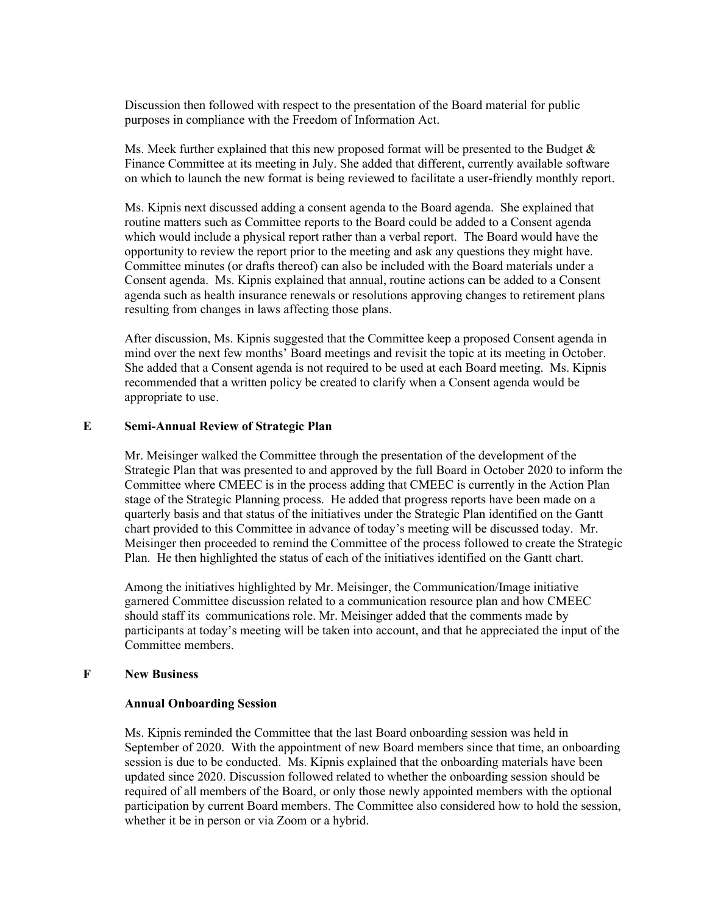Discussion then followed with respect to the presentation of the Board material for public purposes in compliance with the Freedom of Information Act.

Ms. Meek further explained that this new proposed format will be presented to the Budget & Finance Committee at its meeting in July. She added that different, currently available software on which to launch the new format is being reviewed to facilitate a user-friendly monthly report.

Ms. Kipnis next discussed adding a consent agenda to the Board agenda. She explained that routine matters such as Committee reports to the Board could be added to a Consent agenda which would include a physical report rather than a verbal report. The Board would have the opportunity to review the report prior to the meeting and ask any questions they might have. Committee minutes (or drafts thereof) can also be included with the Board materials under a Consent agenda. Ms. Kipnis explained that annual, routine actions can be added to a Consent agenda such as health insurance renewals or resolutions approving changes to retirement plans resulting from changes in laws affecting those plans.

After discussion, Ms. Kipnis suggested that the Committee keep a proposed Consent agenda in mind over the next few months' Board meetings and revisit the topic at its meeting in October. She added that a Consent agenda is not required to be used at each Board meeting. Ms. Kipnis recommended that a written policy be created to clarify when a Consent agenda would be appropriate to use.

## E Semi-Annual Review of Strategic Plan

Mr. Meisinger walked the Committee through the presentation of the development of the Strategic Plan that was presented to and approved by the full Board in October 2020 to inform the Committee where CMEEC is in the process adding that CMEEC is currently in the Action Plan stage of the Strategic Planning process. He added that progress reports have been made on a quarterly basis and that status of the initiatives under the Strategic Plan identified on the Gantt chart provided to this Committee in advance of today's meeting will be discussed today. Mr. Meisinger then proceeded to remind the Committee of the process followed to create the Strategic Plan. He then highlighted the status of each of the initiatives identified on the Gantt chart.

Among the initiatives highlighted by Mr. Meisinger, the Communication/Image initiative garnered Committee discussion related to a communication resource plan and how CMEEC should staff its communications role. Mr. Meisinger added that the comments made by participants at today's meeting will be taken into account, and that he appreciated the input of the Committee members.

## F New Business

### Annual Onboarding Session

Ms. Kipnis reminded the Committee that the last Board onboarding session was held in September of 2020. With the appointment of new Board members since that time, an onboarding session is due to be conducted. Ms. Kipnis explained that the onboarding materials have been updated since 2020. Discussion followed related to whether the onboarding session should be required of all members of the Board, or only those newly appointed members with the optional participation by current Board members. The Committee also considered how to hold the session, whether it be in person or via Zoom or a hybrid.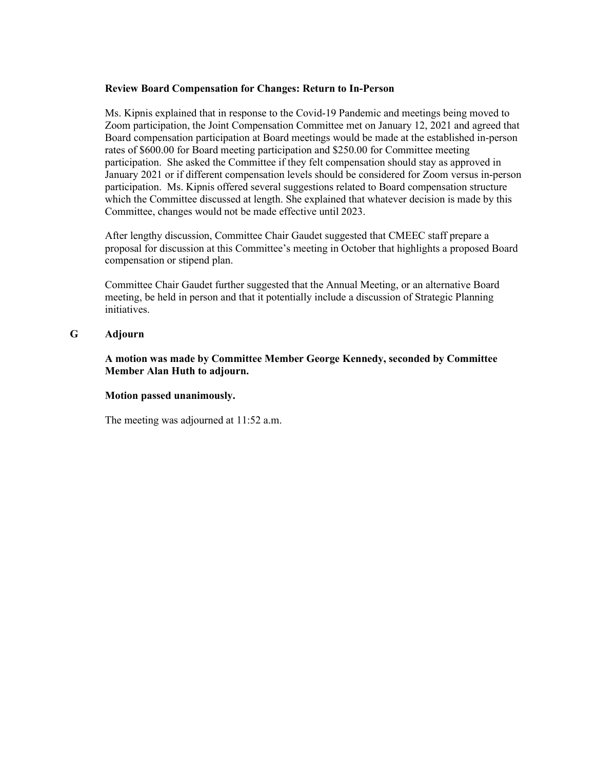**Review Board Compensation for Changes: Return to In-Person**

Ms. Kipnis explained that in response to the Covid-19 Pandemic and meetings being moved to Zoom participation, the Joint Compensation Committee met on January 12, 2021 and agreed that Board compensation participation at Board meetings would be made at the established in-person rates of $600.00 for Board meeting participation and $250.00 for Committee meeting participation. She asked the Committee if they felt compensation should stay as approved in January 2021 or if different compensation levels should be considered for Zoom versus in-person participation. Ms. Kipnis offered several suggestions related to Board compensation structure which the Committee discussed at length. She explained that whatever decision is made by this Committee, changes would not be made effective until 2023.

After lengthy discussion, Committee Chair Gaudet suggested that CMEEC staff prepare a proposal for discussion at this Committee's meeting in October that highlights a proposed Board compensation or stipend plan.

Committee Chair Gaudet further suggested that the Annual Meeting, or an alternative Board meeting, be held in person and that it potentially include a discussion of Strategic Planning initiatives.

## G Adjourn

**A motion was made by Committee Member George Kennedy, seconded by Committee Member Alan Huth to adjourn.**

**Motion passed unanimously.**

The meeting was adjourned at 11:52 a.m.